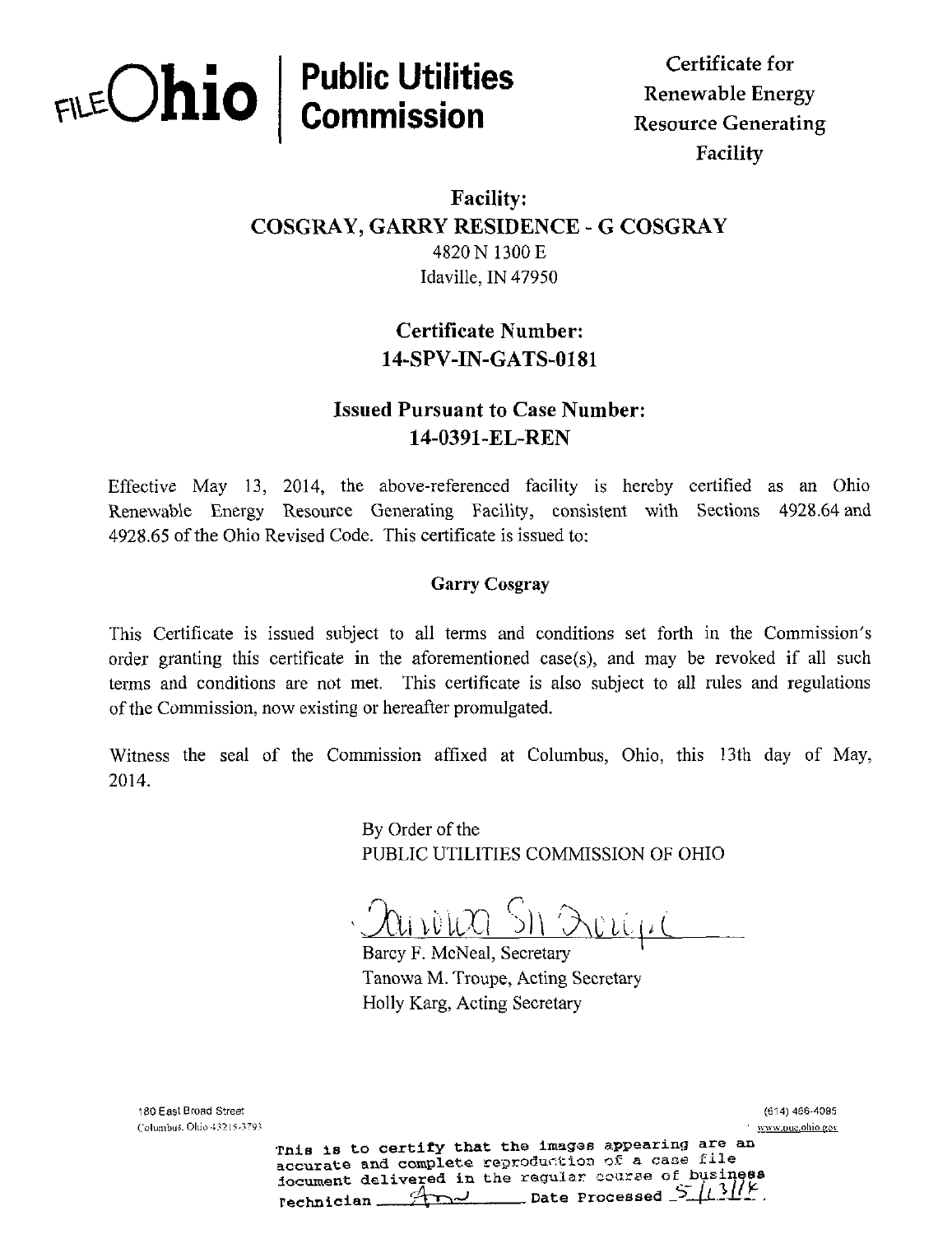FILE **Ohio** | **Public Utilities Commission**

**Certificate for Renewable Energy Resource Generating Facility**

## Facility:
## COSGRAY, GARRY RESIDENCE - G COSGRAY

4820 N 1300 E
Idaville, IN 47950

## Certificate Number:
## 14-SPV-IN-GATS-0181

## Issued Pursuant to Case Number:
## 14-0391-EL-REN

Effective May 13, 2014, the above-referenced facility is hereby certified as an Ohio Renewable Energy Resource Generating Facility, consistent with Sections 4928.64 and 4928.65 of the Ohio Revised Code. This certificate is issued to:

**Garry Cosgray**

This Certificate is issued subject to all terms and conditions set forth in the Commission's order granting this certificate in the aforementioned case(s), and may be revoked if all such terms and conditions are not met. This certificate is also subject to all rules and regulations of the Commission, now existing or hereafter promulgated.

Witness the seal of the Commission affixed at Columbus, Ohio, this 13th day of May, 2014.

By Order of the
PUBLIC UTILITIES COMMISSION OF OHIO

Barcy F. McNeal, Secretary
Tanowa M. Troupe, Acting Secretary
Holly Karg, Acting Secretary

180 East Broad Street
Columbus, Ohio 43215-3793

(614) 466-4095
www.puc.ohio.gov

This is to certify that the images appearing are an accurate and complete reproduction of a case file document delivered in the regular course of business
Technician ______ Date Processed 5/13/14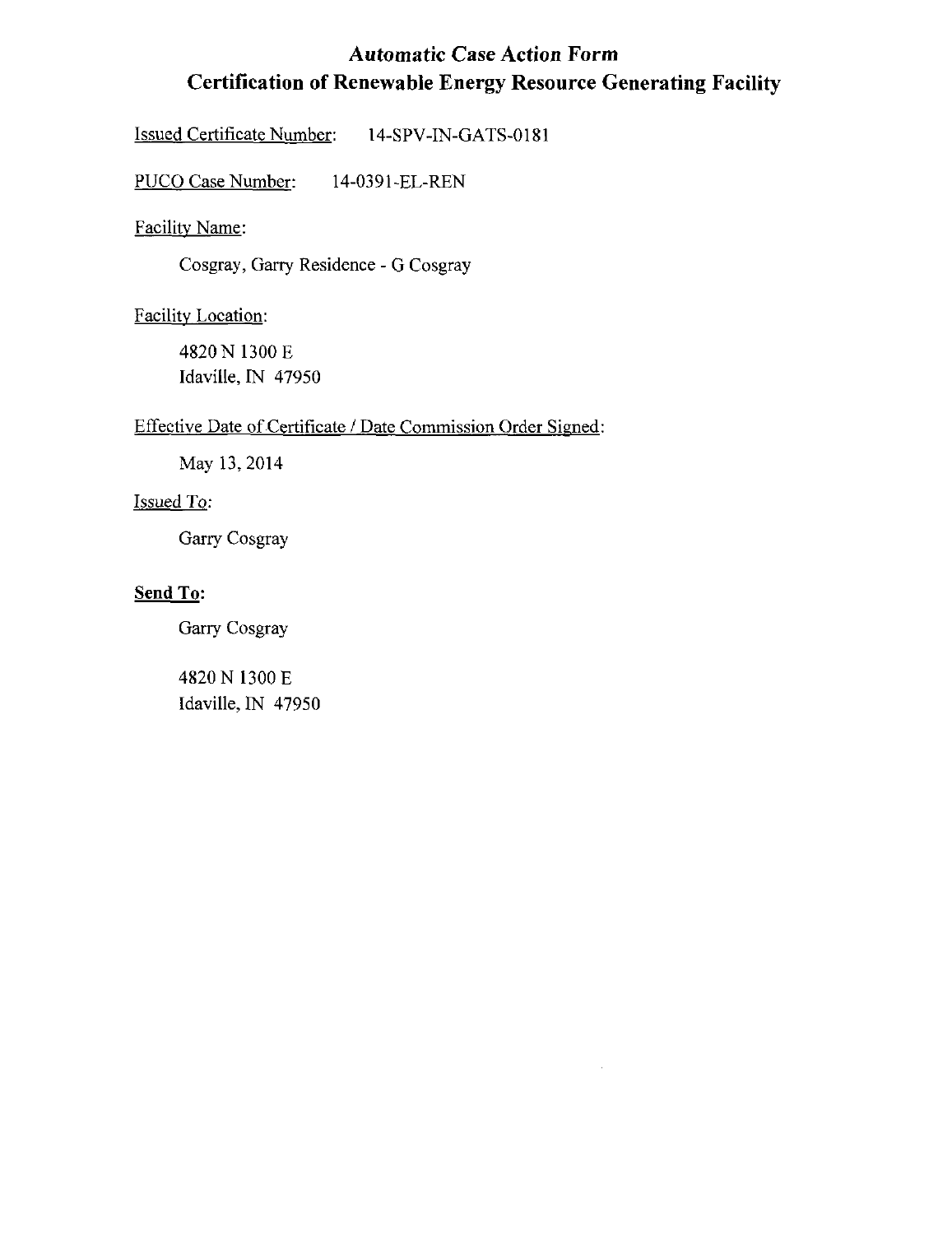# *Automatic Case Action Form*
# Certification of Renewable Energy Resource Generating Facility

Issued Certificate Number: 14-SPV-IN-GATS-0181

PUCO Case Number: 14-0391-EL-REN

Facility Name:

Cosgray, Garry Residence - G Cosgray

Facility Location:

4820 N 1300 E
Idaville, IN 47950

Effective Date of Certificate / Date Commission Order Signed:

May 13, 2014

Issued To:

Garry Cosgray

**Send To:**

Garry Cosgray

4820 N 1300 E
Idaville, IN 47950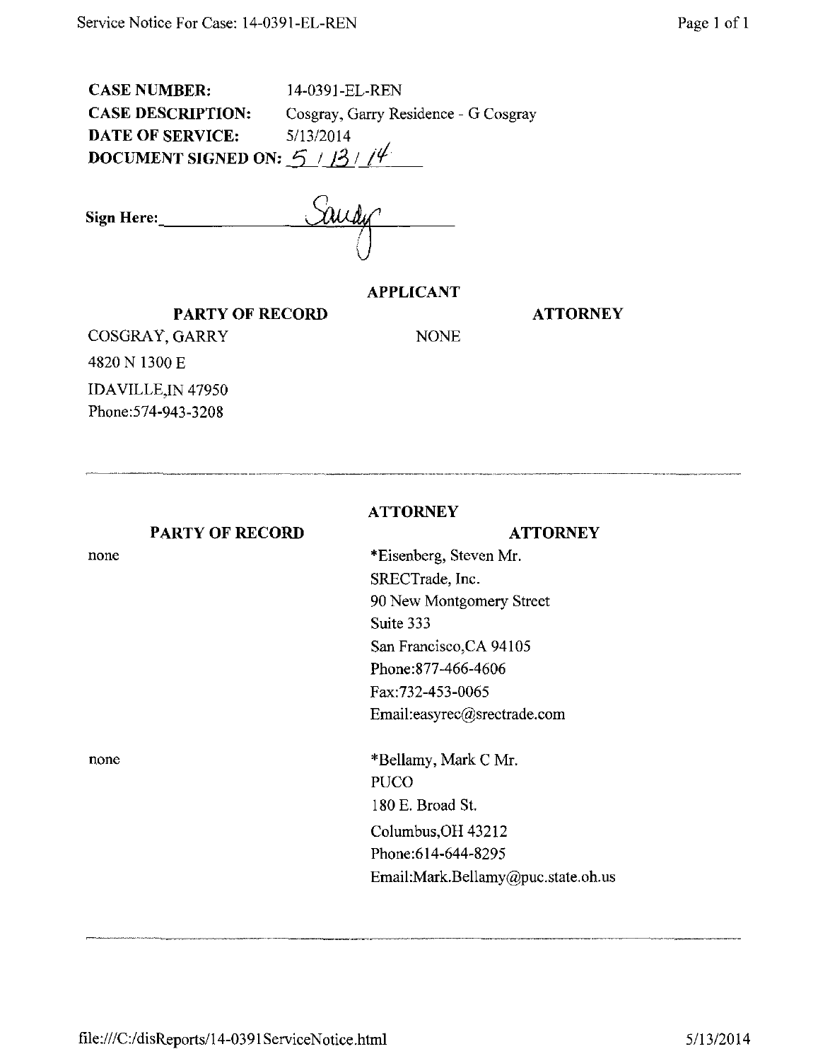**CASE NUMBER:** 14-0391-EL-REN
**CASE DESCRIPTION:** Cosgray, Garry Residence - G Cosgray
**DATE OF SERVICE:** 5/13/2014
**DOCUMENT SIGNED ON:** 5 / 13 / 14

**Sign Here:** Sandy

**APPLICANT**

| **PARTY OF RECORD** | **ATTORNEY** |
|---|---|
| COSGRAY, GARRY<br>4820 N 1300 E<br>IDAVILLE,IN 47950<br>Phone:574-943-3208 | NONE |

---

**ATTORNEY**

| **PARTY OF RECORD** | **ATTORNEY** |
|---|---|
| none | *Eisenberg, Steven Mr.<br>SRECTrade, Inc.<br>90 New Montgomery Street<br>Suite 333<br>San Francisco,CA 94105<br>Phone:877-466-4606<br>Fax:732-453-0065<br>Email:easyrec@srectrade.com |
| none | *Bellamy, Mark C Mr.<br>PUCO<br>180 E. Broad St.<br>Columbus,OH 43212<br>Phone:614-644-8295<br>Email:Mark.Bellamy@puc.state.oh.us |

---